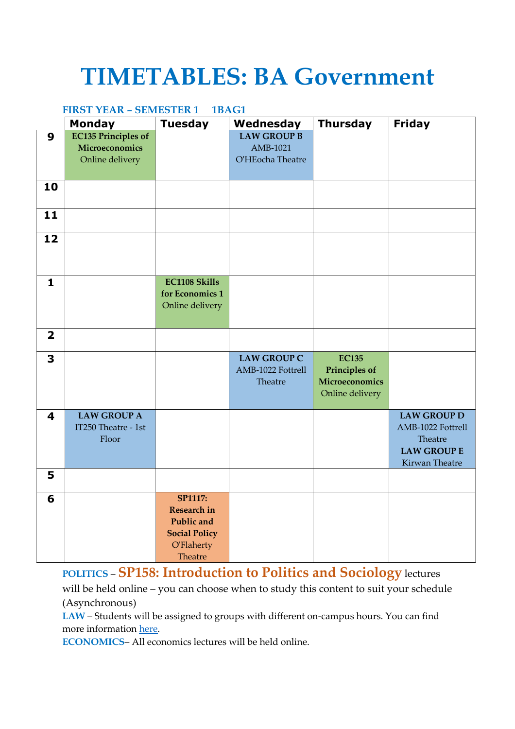# TIMETABLES: BA Government

**FIRST YEAR – SEMESTER 1 1BAG1**

| | Monday | Tuesday | Wednesday | Thursday | Friday |
|---|---|---|---|---|---|
| **9** | **EC135 Principles of Microeconomics** Online delivery | | **LAW GROUP B** AMB-1021 O'HEocha Theatre | | |
| **10** | | | | | |
| **11** | | | | | |
| **12** | | | | | |
| **1** | | **EC1108 Skills for Economics 1** Online delivery | | | |
| **2** | | | | | |
| **3** | | | **LAW GROUP C** AMB-1022 Fottrell Theatre | **EC135 Principles of Microeconomics** Online delivery | |
| **4** | **LAW GROUP A** IT250 Theatre - 1st Floor | | | | **LAW GROUP D** AMB-1022 Fottrell Theatre **LAW GROUP E** Kirwan Theatre |
| **5** | | | | | |
| **6** | | **SP1117: Research in Public and Social Policy** O'Flaherty Theatre | | | |

**POLITICS** – **SP158: Introduction to Politics and Sociology** lectures will be held online – you can choose when to study this content to suit your schedule (Asynchronous)

**LAW** – Students will be assigned to groups with different on-campus hours. You can find more information here.

**ECONOMICS**– All economics lectures will be held online.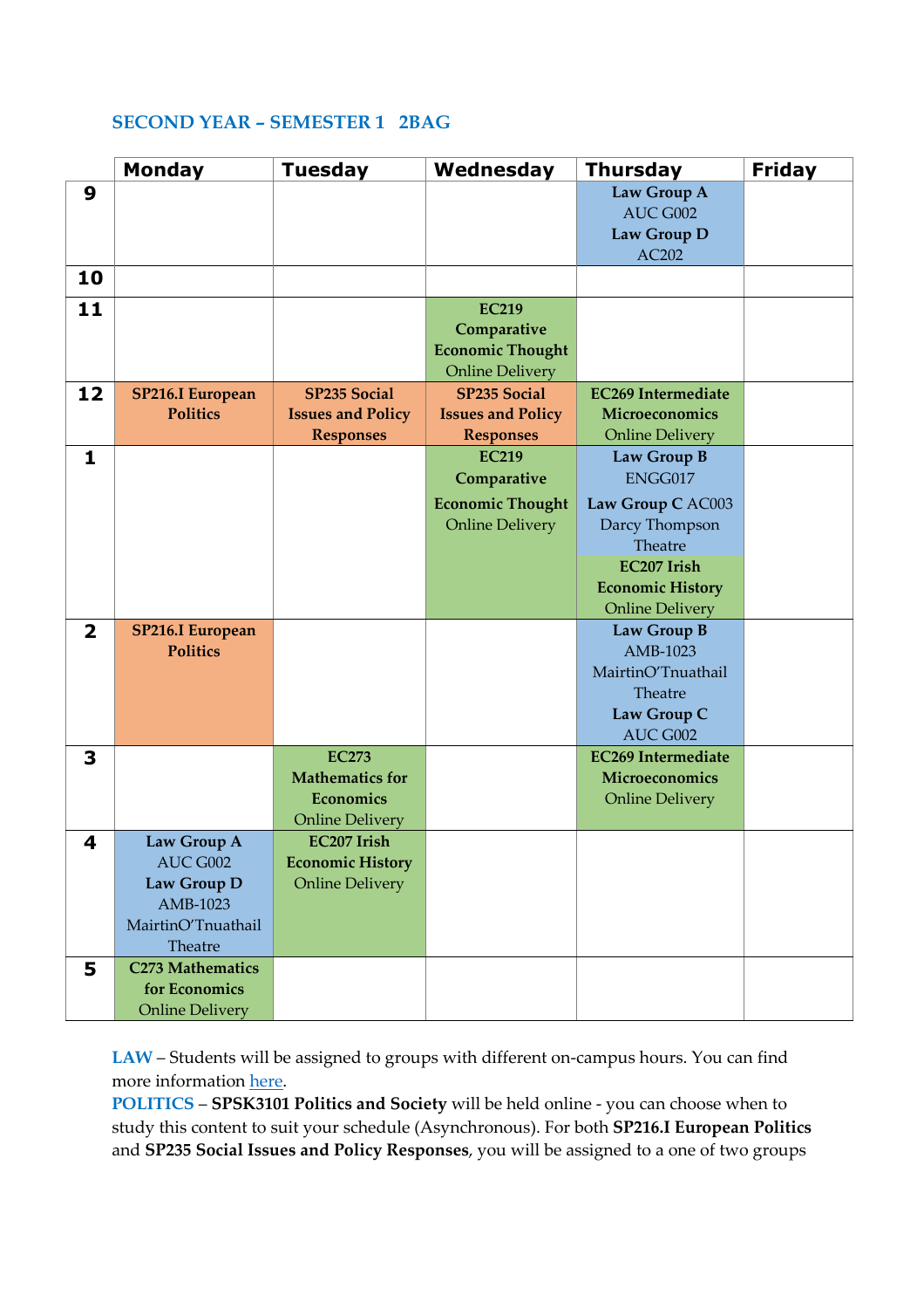## SECOND YEAR – SEMESTER 1 2BAG

| | Monday | Tuesday | Wednesday | Thursday | Friday |
|---|---|---|---|---|---|
| **9** | | | | **Law Group A** AUC G002 **Law Group D** AC202 | |
| **10** | | | | | |
| **11** | | | **EC219 Comparative Economic Thought** Online Delivery | | |
| **12** | **SP216.I European Politics** | **SP235 Social Issues and Policy Responses** | **SP235 Social Issues and Policy Responses** | **EC269 Intermediate Microeconomics** Online Delivery | |
| **1** | | | **EC219 Comparative Economic Thought** Online Delivery | **Law Group B** ENGG017 **Law Group C** AC003 Darcy Thompson Theatre **EC207 Irish Economic History** Online Delivery | |
| **2** | **SP216.I European Politics** | | | **Law Group B** AMB-1023 MairtinO'Tnuathail Theatre **Law Group C** AUC G002 | |
| **3** | | **EC273 Mathematics for Economics** Online Delivery | | **EC269 Intermediate Microeconomics** Online Delivery | |
| **4** | **Law Group A** AUC G002 **Law Group D** AMB-1023 MairtinO'Tnuathail Theatre | **EC207 Irish Economic History** Online Delivery | | | |
| **5** | **C273 Mathematics for Economics** Online Delivery | | | | |

**LAW** – Students will be assigned to groups with different on-campus hours. You can find more information here.

**POLITICS** – **SPSK3101 Politics and Society** will be held online - you can choose when to study this content to suit your schedule (Asynchronous). For both **SP216.I European Politics** and **SP235 Social Issues and Policy Responses**, you will be assigned to a one of two groups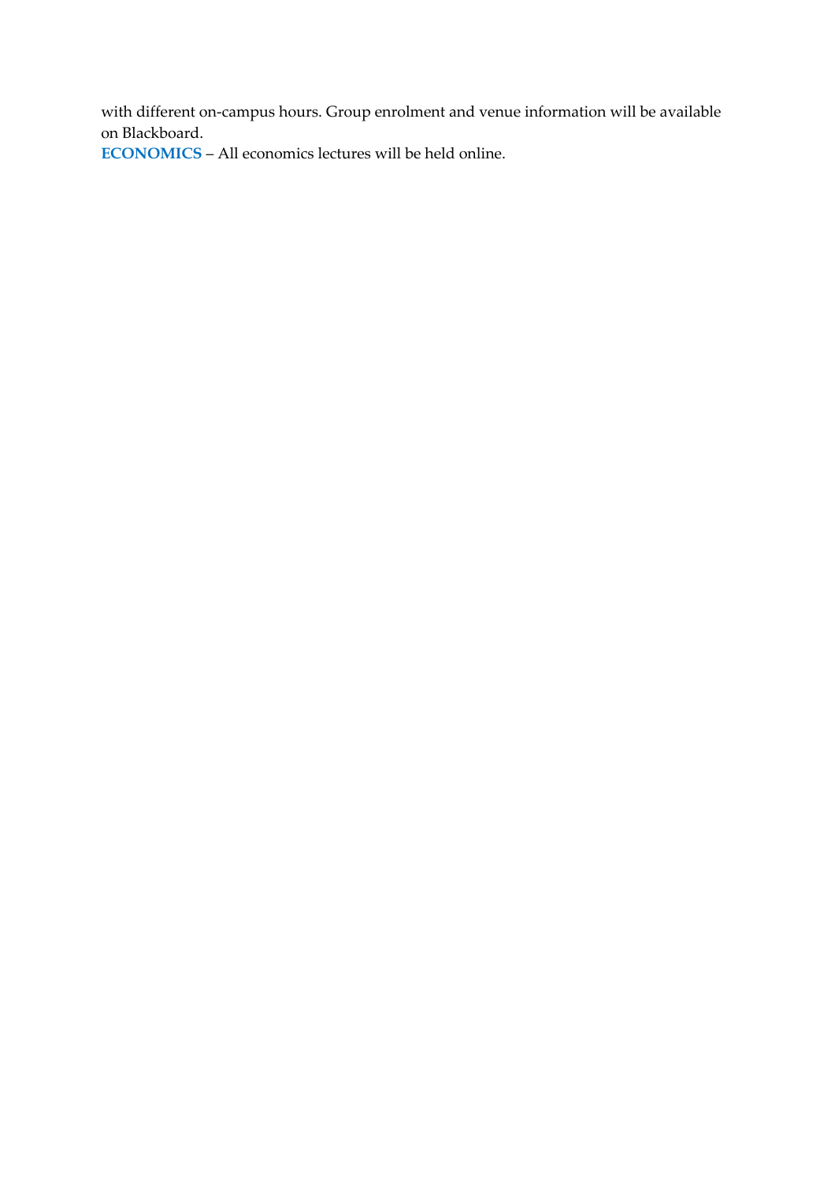with different on-campus hours. Group enrolment and venue information will be available on Blackboard.

**ECONOMICS** – All economics lectures will be held online.